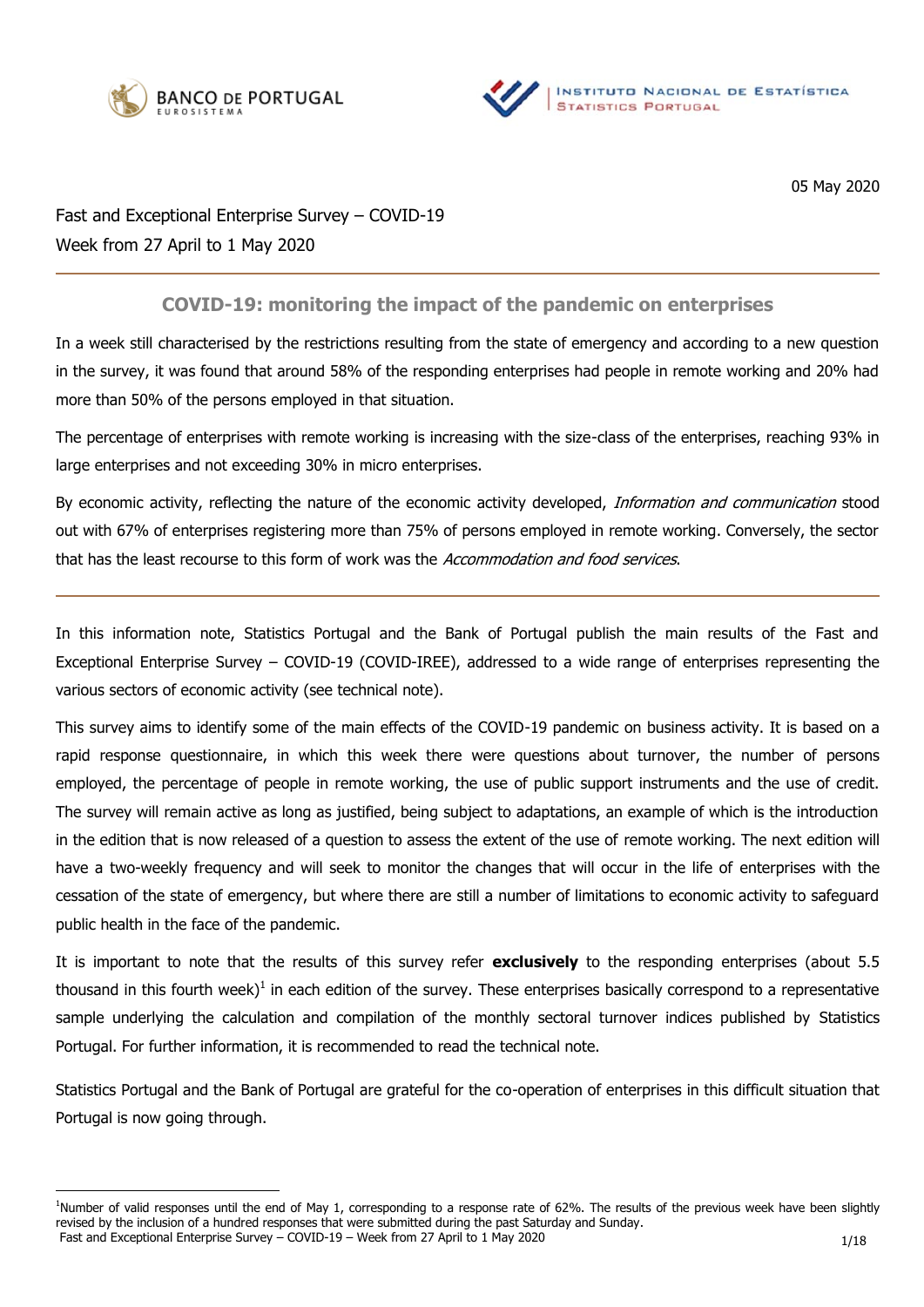05 May 2020

Fast and Exceptional Enterprise Survey – COVID-19
Week from 27 April to 1 May 2020

## COVID-19: monitoring the impact of the pandemic on enterprises

In a week still characterised by the restrictions resulting from the state of emergency and according to a new question in the survey, it was found that around 58% of the responding enterprises had people in remote working and 20% had more than 50% of the persons employed in that situation.

The percentage of enterprises with remote working is increasing with the size-class of the enterprises, reaching 93% in large enterprises and not exceeding 30% in micro enterprises.

By economic activity, reflecting the nature of the economic activity developed, *Information and communication* stood out with 67% of enterprises registering more than 75% of persons employed in remote working. Conversely, the sector that has the least recourse to this form of work was the *Accommodation and food services*.

---

In this information note, Statistics Portugal and the Bank of Portugal publish the main results of the Fast and Exceptional Enterprise Survey – COVID-19 (COVID-IREE), addressed to a wide range of enterprises representing the various sectors of economic activity (see technical note).

This survey aims to identify some of the main effects of the COVID-19 pandemic on business activity. It is based on a rapid response questionnaire, in which this week there were questions about turnover, the number of persons employed, the percentage of people in remote working, the use of public support instruments and the use of credit. The survey will remain active as long as justified, being subject to adaptations, an example of which is the introduction in the edition that is now released of a question to assess the extent of the use of remote working. The next edition will have a two-weekly frequency and will seek to monitor the changes that will occur in the life of enterprises with the cessation of the state of emergency, but where there are still a number of limitations to economic activity to safeguard public health in the face of the pandemic.

It is important to note that the results of this survey refer **exclusively** to the responding enterprises (about 5.5 thousand in this fourth week)[1] in each edition of the survey. These enterprises basically correspond to a representative sample underlying the calculation and compilation of the monthly sectoral turnover indices published by Statistics Portugal. For further information, it is recommended to read the technical note.

Statistics Portugal and the Bank of Portugal are grateful for the co-operation of enterprises in this difficult situation that Portugal is now going through.

---

[1] Number of valid responses until the end of May 1, corresponding to a response rate of 62%. The results of the previous week have been slightly revised by the inclusion of a hundred responses that were submitted during the past Saturday and Sunday.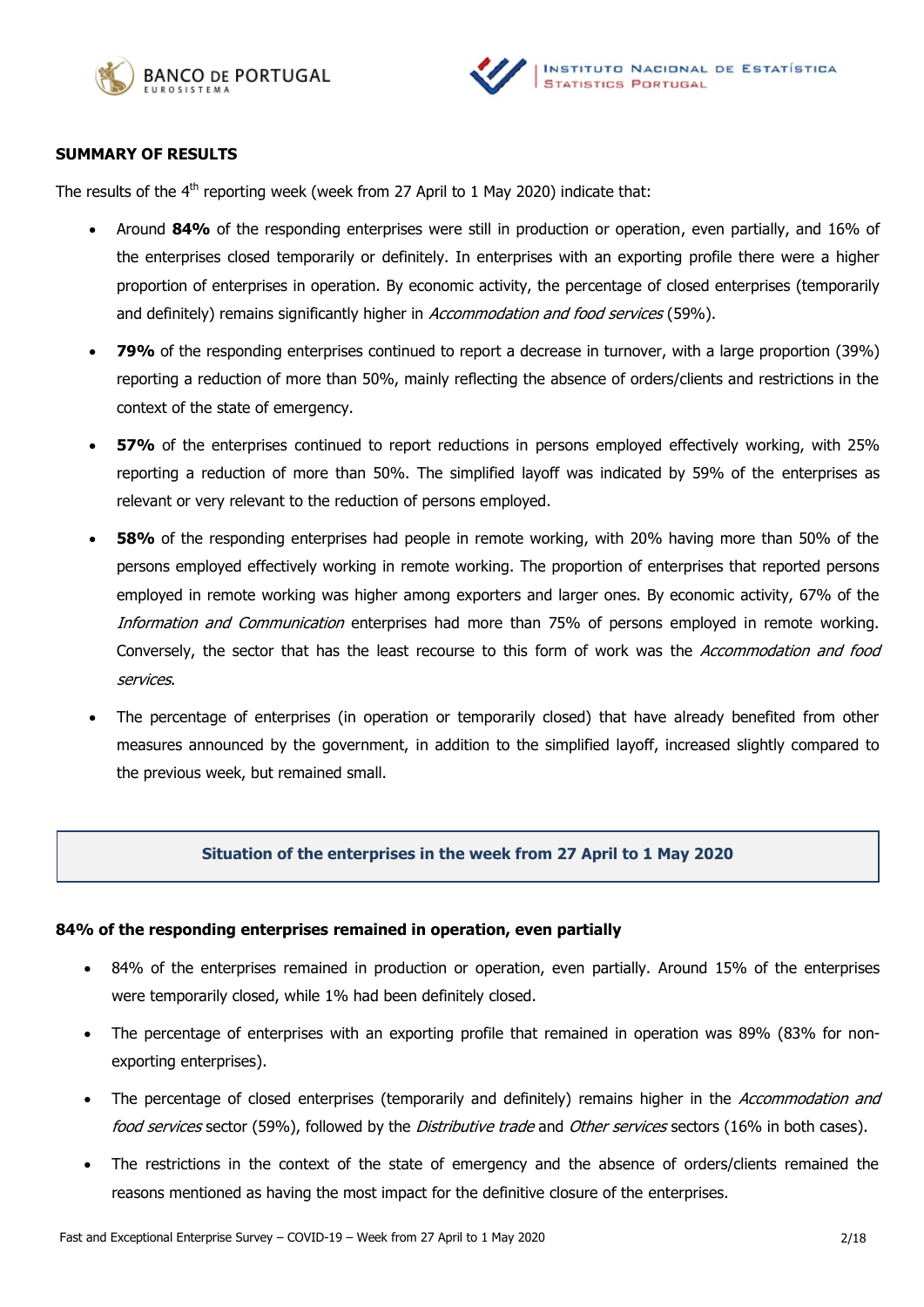## SUMMARY OF RESULTS

The results of the 4th reporting week (week from 27 April to 1 May 2020) indicate that:

- Around **84%** of the responding enterprises were still in production or operation, even partially, and 16% of the enterprises closed temporarily or definitely. In enterprises with an exporting profile there were a higher proportion of enterprises in operation. By economic activity, the percentage of closed enterprises (temporarily and definitely) remains significantly higher in *Accommodation and food services* (59%).
- **79%** of the responding enterprises continued to report a decrease in turnover, with a large proportion (39%) reporting a reduction of more than 50%, mainly reflecting the absence of orders/clients and restrictions in the context of the state of emergency.
- **57%** of the enterprises continued to report reductions in persons employed effectively working, with 25% reporting a reduction of more than 50%. The simplified layoff was indicated by 59% of the enterprises as relevant or very relevant to the reduction of persons employed.
- **58%** of the responding enterprises had people in remote working, with 20% having more than 50% of the persons employed effectively working in remote working. The proportion of enterprises that reported persons employed in remote working was higher among exporters and larger ones. By economic activity, 67% of the *Information and Communication* enterprises had more than 75% of persons employed in remote working. Conversely, the sector that has the least recourse to this form of work was the *Accommodation and food services*.
- The percentage of enterprises (in operation or temporarily closed) that have already benefited from other measures announced by the government, in addition to the simplified layoff, increased slightly compared to the previous week, but remained small.

## Situation of the enterprises in the week from 27 April to 1 May 2020

### 84% of the responding enterprises remained in operation, even partially

- 84% of the enterprises remained in production or operation, even partially. Around 15% of the enterprises were temporarily closed, while 1% had been definitely closed.
- The percentage of enterprises with an exporting profile that remained in operation was 89% (83% for non-exporting enterprises).
- The percentage of closed enterprises (temporarily and definitely) remains higher in the *Accommodation and food services* sector (59%), followed by the *Distributive trade* and *Other services* sectors (16% in both cases).
- The restrictions in the context of the state of emergency and the absence of orders/clients remained the reasons mentioned as having the most impact for the definitive closure of the enterprises.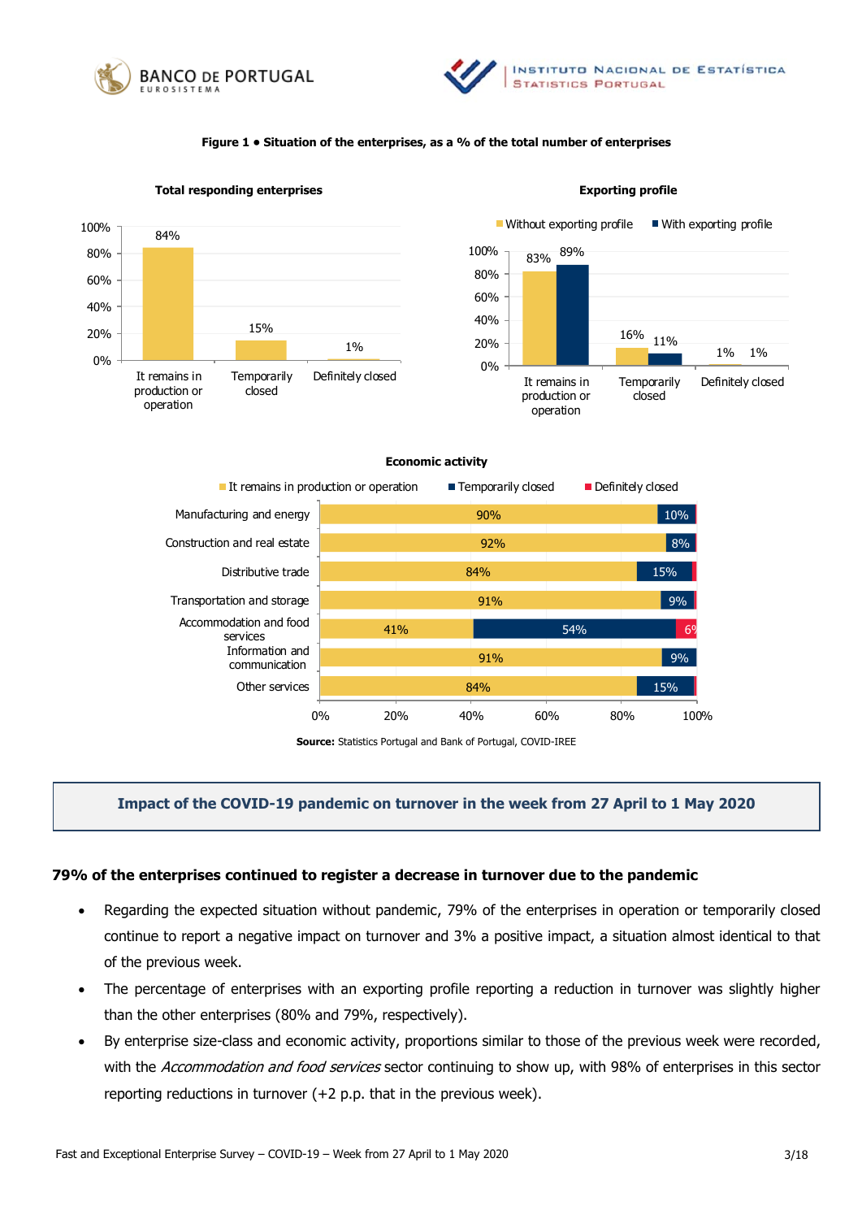**Figure 1 • Situation of the enterprises, as a % of the total number of enterprises**

**Total responding enterprises**

| | % |
|---|---|
| It remains in production or operation | 84% |
| Temporarily closed | 15% |
| Definitely closed | 1% |

**Exporting profile**

| | Without exporting profile | With exporting profile |
|---|---|---|
| It remains in production or operation | 83% | 89% |
| Temporarily closed | 16% | 11% |
| Definitely closed | 1% | 1% |

**Economic activity**

| | It remains in production or operation | Temporarily closed | Definitely closed |
|---|---|---|---|
| Manufacturing and energy | 90% | 10% | |
| Construction and real estate | 92% | 8% | |
| Distributive trade | 84% | 15% | |
| Transportation and storage | 91% | 9% | |
| Accommodation and food services | 41% | 54% | 6% |
| Information and communication | 91% | 9% | |
| Other services | 84% | 15% | |

**Source:** Statistics Portugal and Bank of Portugal, COVID-IREE

## Impact of the COVID-19 pandemic on turnover in the week from 27 April to 1 May 2020

### 79% of the enterprises continued to register a decrease in turnover due to the pandemic

- Regarding the expected situation without pandemic, 79% of the enterprises in operation or temporarily closed continue to report a negative impact on turnover and 3% a positive impact, a situation almost identical to that of the previous week.
- The percentage of enterprises with an exporting profile reporting a reduction in turnover was slightly higher than the other enterprises (80% and 79%, respectively).
- By enterprise size-class and economic activity, proportions similar to those of the previous week were recorded, with the *Accommodation and food services* sector continuing to show up, with 98% of enterprises in this sector reporting reductions in turnover (+2 p.p. that in the previous week).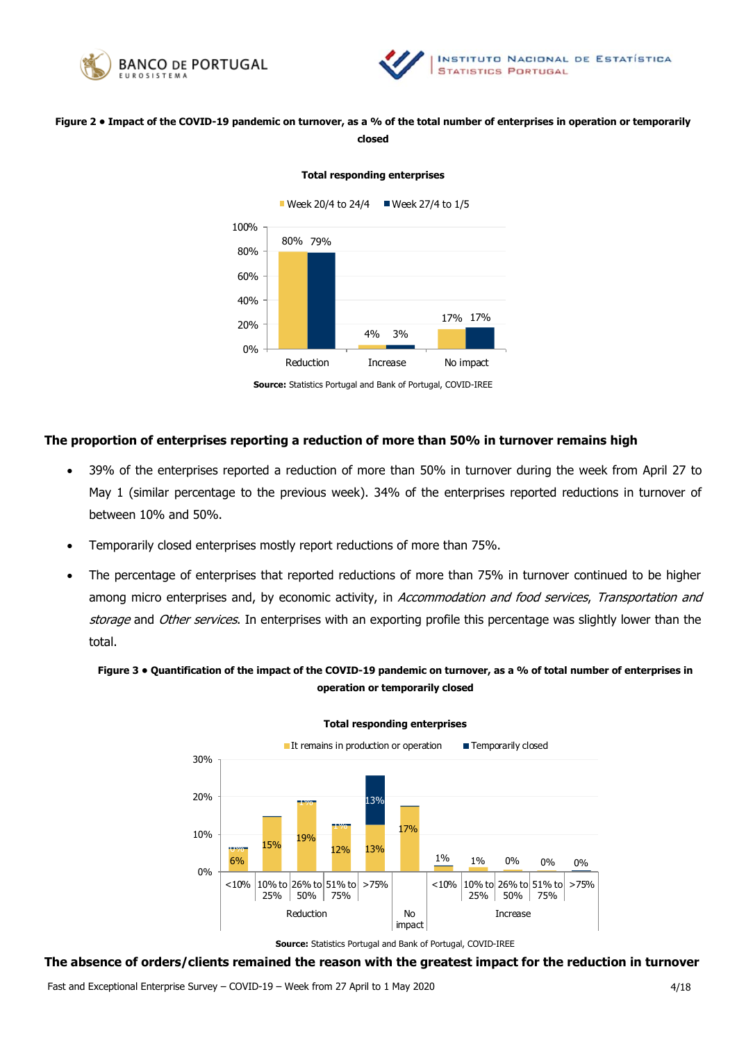**Figure 2 • Impact of the COVID-19 pandemic on turnover, as a % of the total number of enterprises in operation or temporarily closed**

**Total responding enterprises**

| | Week 20/4 to 24/4 | Week 27/4 to 1/5 |
|---|---|---|
| Reduction | 80% | 79% |
| Increase | 4% | 3% |
| No impact | 17% | 17% |

**Source:** Statistics Portugal and Bank of Portugal, COVID-IREE

## The proportion of enterprises reporting a reduction of more than 50% in turnover remains high

- 39% of the enterprises reported a reduction of more than 50% in turnover during the week from April 27 to May 1 (similar percentage to the previous week). 34% of the enterprises reported reductions in turnover of between 10% and 50%.
- Temporarily closed enterprises mostly report reductions of more than 75%.
- The percentage of enterprises that reported reductions of more than 75% in turnover continued to be higher among micro enterprises and, by economic activity, in *Accommodation and food services*, *Transportation and storage* and *Other services*. In enterprises with an exporting profile this percentage was slightly lower than the total.

**Figure 3 • Quantification of the impact of the COVID-19 pandemic on turnover, as a % of total number of enterprises in operation or temporarily closed**

**Total responding enterprises**

| | | It remains in production or operation | Temporarily closed |
|---|---|---|---|
| Reduction | <10% | 6% | 1% |
| | 10% to 25% | 15% | |
| | 26% to 50% | 19% | 1% |
| | 51% to 75% | 12% | 1% |
| | >75% | 13% | 13% |
| No impact | | 17% | |
| Increase | <10% | 1% | |
| | 10% to 25% | 1% | |
| | 26% to 50% | 0% | |
| | 51% to 75% | 0% | |
| | >75% | 0% | |

**Source:** Statistics Portugal and Bank of Portugal, COVID-IREE

## The absence of orders/clients remained the reason with the greatest impact for the reduction in turnover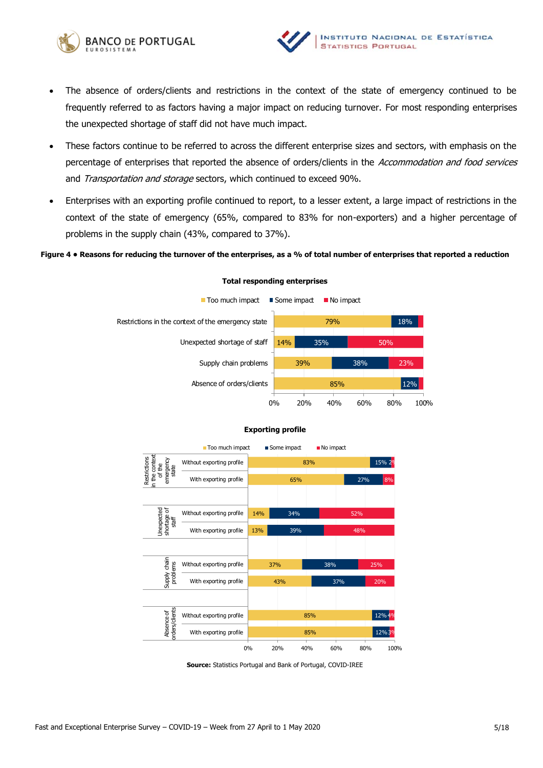- The absence of orders/clients and restrictions in the context of the state of emergency continued to be frequently referred to as factors having a major impact on reducing turnover. For most responding enterprises the unexpected shortage of staff did not have much impact.
- These factors continue to be referred to across the different enterprise sizes and sectors, with emphasis on the percentage of enterprises that reported the absence of orders/clients in the *Accommodation and food services* and *Transportation and storage* sectors, which continued to exceed 90%.
- Enterprises with an exporting profile continued to report, to a lesser extent, a large impact of restrictions in the context of the state of emergency (65%, compared to 83% for non-exporters) and a higher percentage of problems in the supply chain (43%, compared to 37%).

**Figure 4 • Reasons for reducing the turnover of the enterprises, as a % of total number of enterprises that reported a reduction**

**Total responding enterprises**

| | Too much impact | Some impact | No impact |
|---|---|---|---|
| Restrictions in the context of the emergency state | 79% | 18% | |
| Unexpected shortage of staff | 14% | 35% | 50% |
| Supply chain problems | 39% | 38% | 23% |
| Absence of orders/clients | 85% | 12% | |

**Exporting profile**

| | | Too much impact | Some impact | No impact |
|---|---|---|---|---|
| Restrictions in the context of the emergency state | Without exporting profile | 83% | 15% | 2% |
| | With exporting profile | 65% | 27% | 8% |
| Unexpected shortage of staff | Without exporting profile | 14% | 34% | 52% |
| | With exporting profile | 13% | 39% | 48% |
| Supply chain problems | Without exporting profile | 37% | 38% | 25% |
| | With exporting profile | 43% | 37% | 20% |
| Absence of orders/clients | Without exporting profile | 85% | 12% | 4% |
| | With exporting profile | 85% | 12% | 3% |

**Source:** Statistics Portugal and Bank of Portugal, COVID-IREE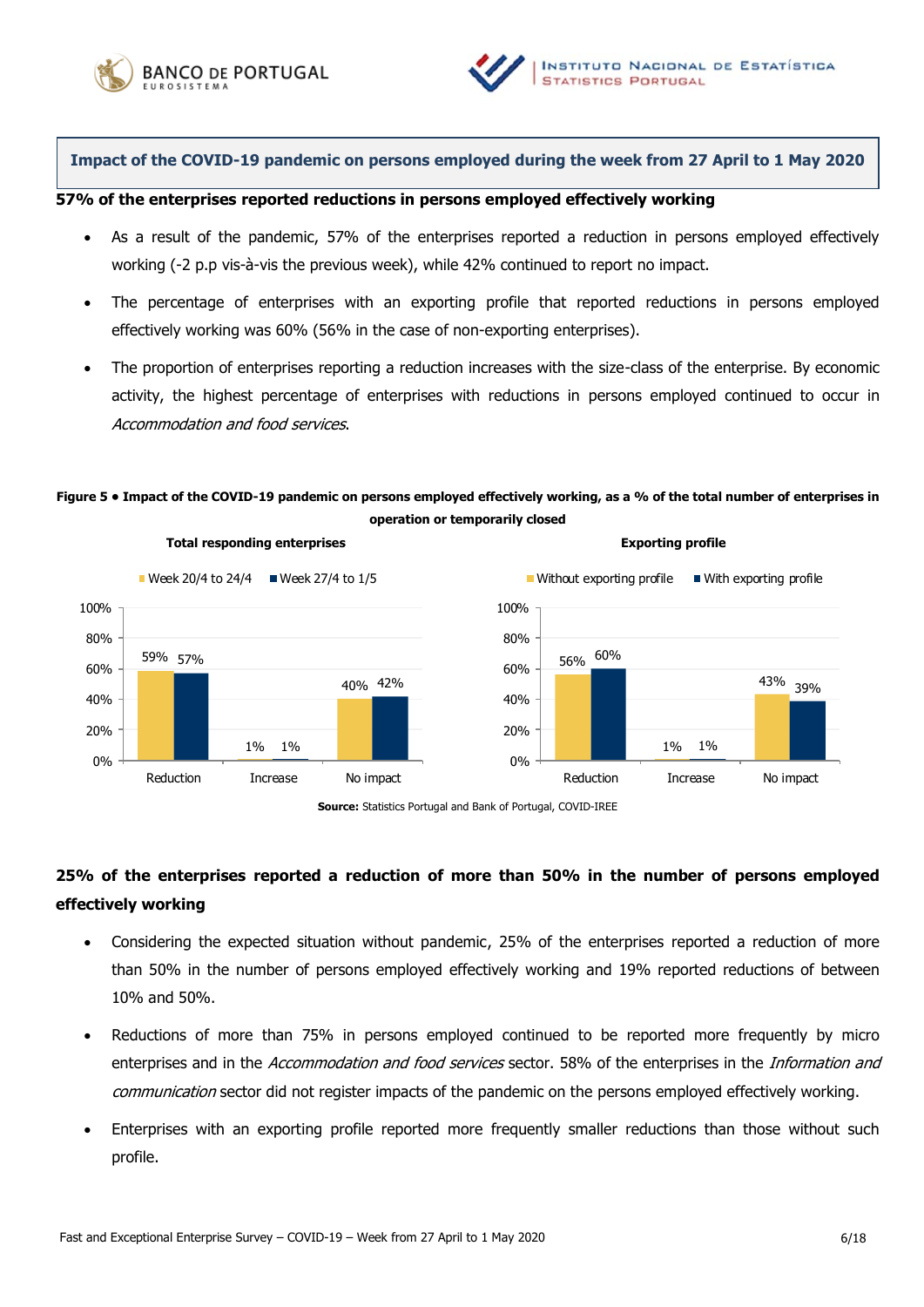## Impact of the COVID-19 pandemic on persons employed during the week from 27 April to 1 May 2020

### 57% of the enterprises reported reductions in persons employed effectively working

- As a result of the pandemic, 57% of the enterprises reported a reduction in persons employed effectively working (-2 p.p vis-à-vis the previous week), while 42% continued to report no impact.
- The percentage of enterprises with an exporting profile that reported reductions in persons employed effectively working was 60% (56% in the case of non-exporting enterprises).
- The proportion of enterprises reporting a reduction increases with the size-class of the enterprise. By economic activity, the highest percentage of enterprises with reductions in persons employed continued to occur in *Accommodation and food services*.

**Figure 5 • Impact of the COVID-19 pandemic on persons employed effectively working, as a % of the total number of enterprises in operation or temporarily closed**

**Total responding enterprises**

| | Week 20/4 to 24/4 | Week 27/4 to 1/5 |
|---|---|---|
| Reduction | 59% | 57% |
| Increase | 1% | 1% |
| No impact | 40% | 42% |

**Exporting profile**

| | Without exporting profile | With exporting profile |
|---|---|---|
| Reduction | 56% | 60% |
| Increase | 1% | 1% |
| No impact | 43% | 39% |

**Source:** Statistics Portugal and Bank of Portugal, COVID-IREE

### 25% of the enterprises reported a reduction of more than 50% in the number of persons employed effectively working

- Considering the expected situation without pandemic, 25% of the enterprises reported a reduction of more than 50% in the number of persons employed effectively working and 19% reported reductions of between 10% and 50%.
- Reductions of more than 75% in persons employed continued to be reported more frequently by micro enterprises and in the *Accommodation and food services* sector. 58% of the enterprises in the *Information and communication* sector did not register impacts of the pandemic on the persons employed effectively working.
- Enterprises with an exporting profile reported more frequently smaller reductions than those without such profile.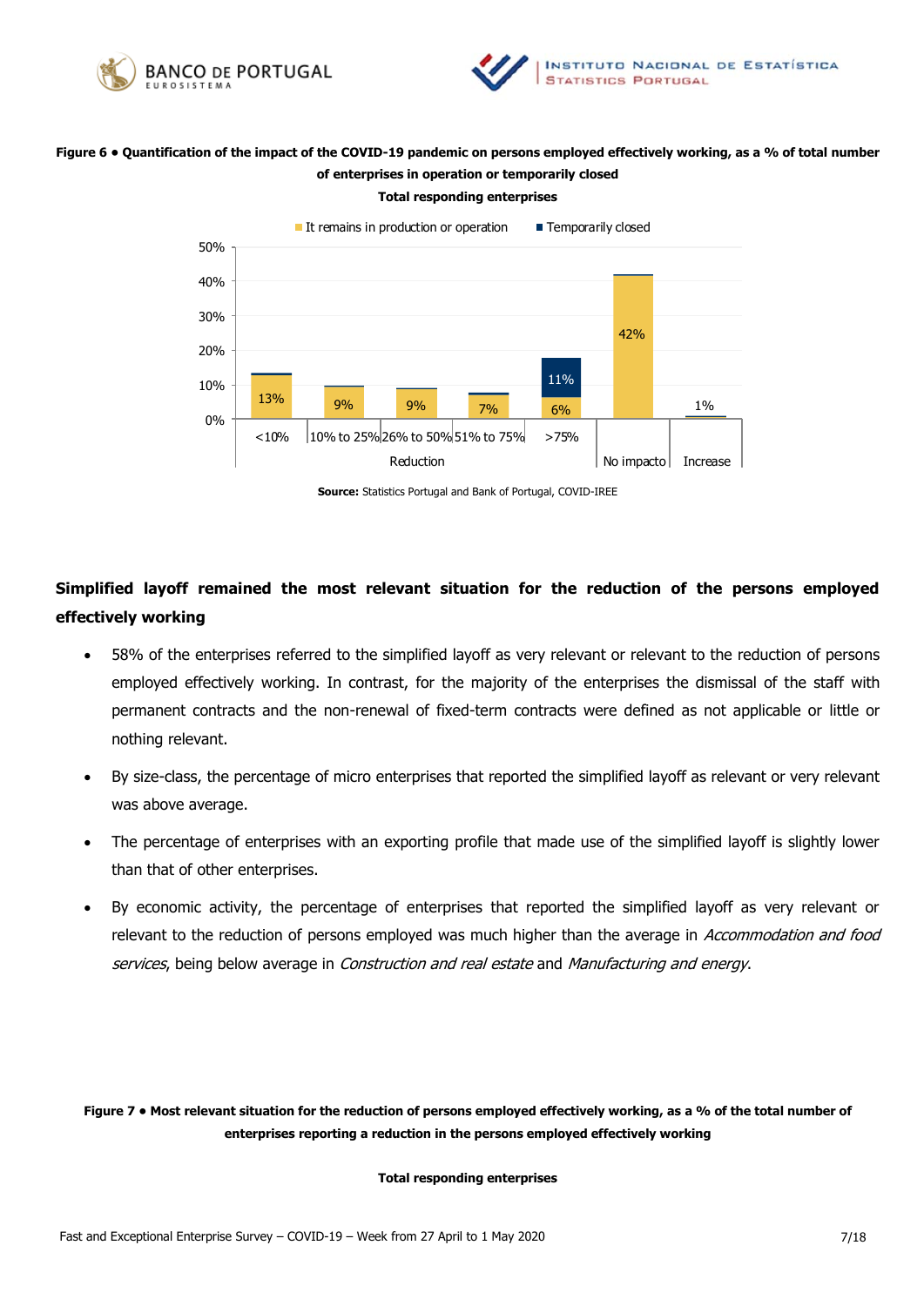**Figure 6 • Quantification of the impact of the COVID-19 pandemic on persons employed effectively working, as a % of total number of enterprises in operation or temporarily closed**

**Total responding enterprises**

| | Reduction: <10% | Reduction: 10% to 25% | Reduction: 26% to 50% | Reduction: 51% to 75% | Reduction: >75% | No impacto | Increase |
|---|---|---|---|---|---|---|---|
| It remains in production or operation | 13% | 9% | 9% | 7% | 6% | 42% | 1% |
| Temporarily closed | | | | | 11% | | |

**Source:** Statistics Portugal and Bank of Portugal, COVID-IREE

## Simplified layoff remained the most relevant situation for the reduction of the persons employed effectively working

- 58% of the enterprises referred to the simplified layoff as very relevant or relevant to the reduction of persons employed effectively working. In contrast, for the majority of the enterprises the dismissal of the staff with permanent contracts and the non-renewal of fixed-term contracts were defined as not applicable or little or nothing relevant.
- By size-class, the percentage of micro enterprises that reported the simplified layoff as relevant or very relevant was above average.
- The percentage of enterprises with an exporting profile that made use of the simplified layoff is slightly lower than that of other enterprises.
- By economic activity, the percentage of enterprises that reported the simplified layoff as very relevant or relevant to the reduction of persons employed was much higher than the average in *Accommodation and food services*, being below average in *Construction and real estate* and *Manufacturing and energy*.

**Figure 7 • Most relevant situation for the reduction of persons employed effectively working, as a % of the total number of enterprises reporting a reduction in the persons employed effectively working**

**Total responding enterprises**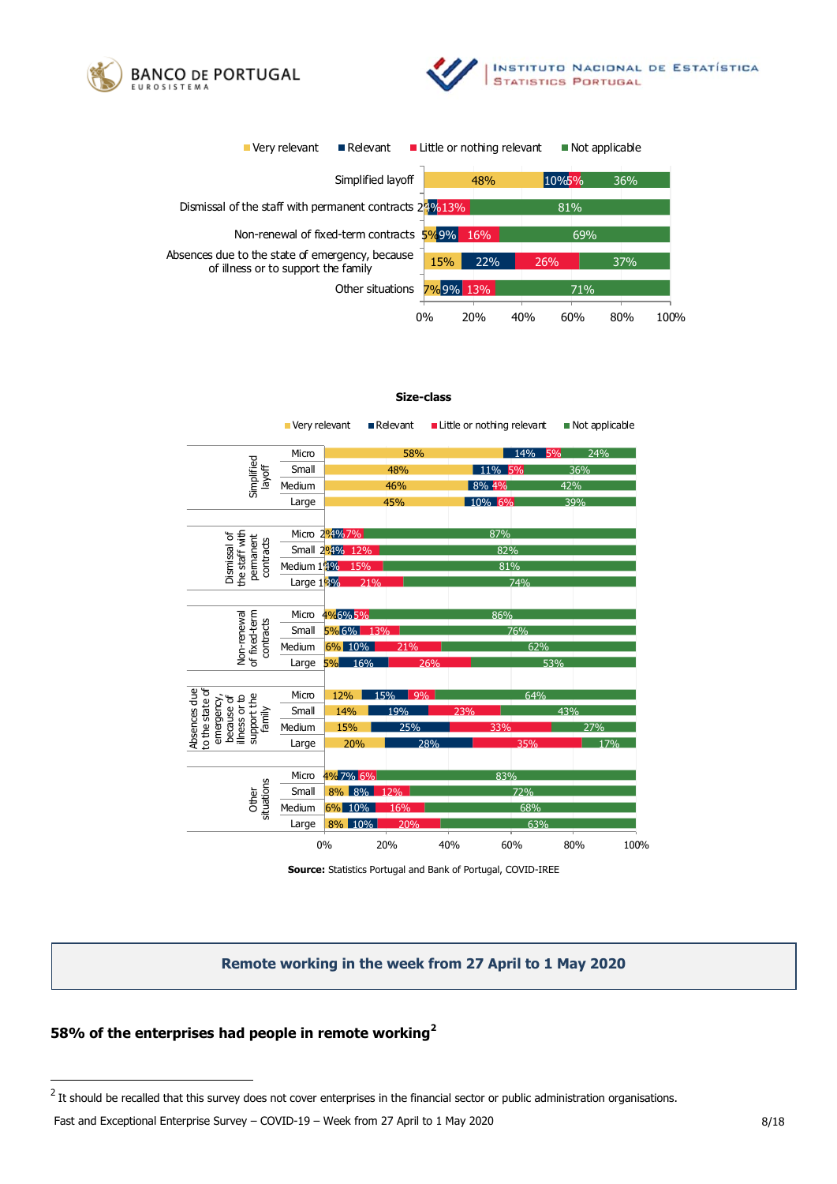| | Very relevant | Relevant | Little or nothing relevant | Not applicable |
|---|---|---|---|---|
| Simplified layoff | 48% | 10% | 5% | 36% |
| Dismissal of the staff with permanent contracts | 2% | 4% | 13% | 81% |
| Non-renewal of fixed-term contracts | 5% | 9% | 16% | 69% |
| Absences due to the state of emergency, because of illness or to support the family | 15% | 22% | 26% | 37% |
| Other situations | 7% | 9% | 13% | 71% |

**Size-class**

| | | Very relevant | Relevant | Little or nothing relevant | Not applicable |
|---|---|---|---|---|---|
| Simplified layoff | Micro | 58% | 14% | 5% | 24% |
| | Small | 48% | 11% | 5% | 36% |
| | Medium | 46% | 8% | 4% | 42% |
| | Large | 45% | 10% | 6% | 39% |
| Dismissal of the staff with permanent contracts | Micro | 2% | 4% | 7% | 87% |
| | Small | 2% | 4% | 12% | 82% |
| | Medium | 1% | 4% | 15% | 81% |
| | Large | 1% | 4% | 21% | 74% |
| Non-renewal of fixed-term contracts | Micro | 4% | 6% | 5% | 86% |
| | Small | 5% | 6% | 13% | 76% |
| | Medium | 6% | 10% | 21% | 62% |
| | Large | 5% | 16% | 26% | 53% |
| Absences due to the state of emergency, because of illness or to support the family | Micro | 12% | 15% | 9% | 64% |
| | Small | 14% | 19% | 23% | 43% |
| | Medium | 15% | 25% | 33% | 27% |
| | Large | 20% | 28% | 35% | 17% |
| Other situations | Micro | 4% | 7% | 6% | 83% |
| | Small | 8% | 8% | 12% | 72% |
| | Medium | 6% | 10% | 16% | 68% |
| | Large | 8% | 10% | 20% | 63% |

**Source:** Statistics Portugal and Bank of Portugal, COVID-IREE

## Remote working in the week from 27 April to 1 May 2020

### 58% of the enterprises had people in remote working[2]

[2] It should be recalled that this survey does not cover enterprises in the financial sector or public administration organisations.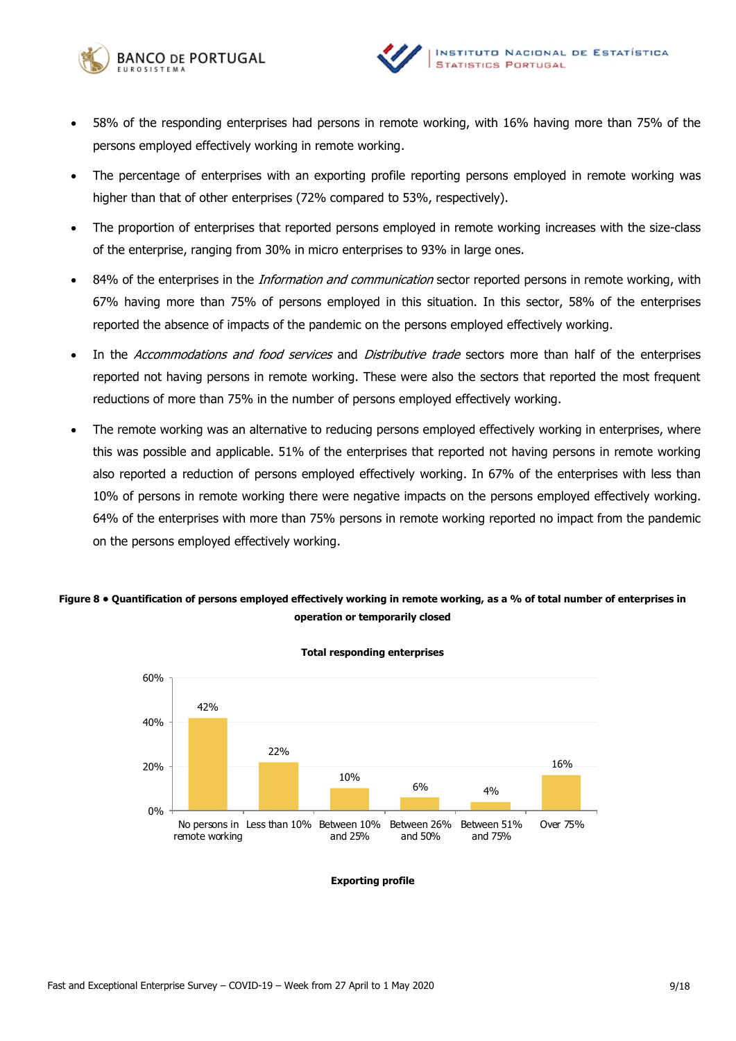- 58% of the responding enterprises had persons in remote working, with 16% having more than 75% of the persons employed effectively working in remote working.
- The percentage of enterprises with an exporting profile reporting persons employed in remote working was higher than that of other enterprises (72% compared to 53%, respectively).
- The proportion of enterprises that reported persons employed in remote working increases with the size-class of the enterprise, ranging from 30% in micro enterprises to 93% in large ones.
- 84% of the enterprises in the *Information and communication* sector reported persons in remote working, with 67% having more than 75% of persons employed in this situation. In this sector, 58% of the enterprises reported the absence of impacts of the pandemic on the persons employed effectively working.
- In the *Accommodations and food services* and *Distributive trade* sectors more than half of the enterprises reported not having persons in remote working. These were also the sectors that reported the most frequent reductions of more than 75% in the number of persons employed effectively working.
- The remote working was an alternative to reducing persons employed effectively working in enterprises, where this was possible and applicable. 51% of the enterprises that reported not having persons in remote working also reported a reduction of persons employed effectively working. In 67% of the enterprises with less than 10% of persons in remote working there were negative impacts on the persons employed effectively working. 64% of the enterprises with more than 75% persons in remote working reported no impact from the pandemic on the persons employed effectively working.

**Figure 8 • Quantification of persons employed effectively working in remote working, as a % of total number of enterprises in operation or temporarily closed**

**Total responding enterprises**

| No persons in remote working | Less than 10% | Between 10% and 25% | Between 26% and 50% | Between 51% and 75% | Over 75% |
|---|---|---|---|---|---|
| 42% | 22% | 10% | 6% | 4% | 16% |

**Exporting profile**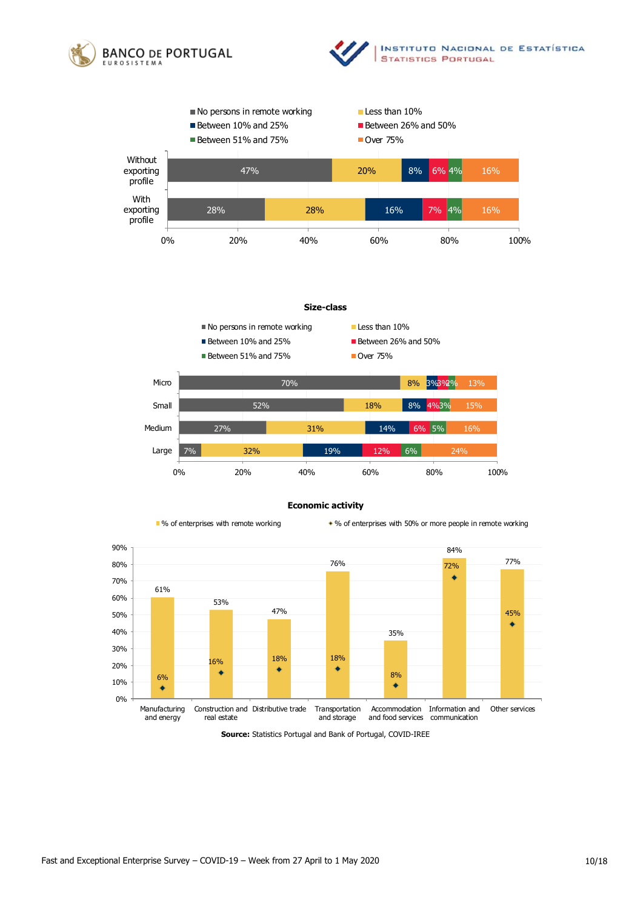| | No persons in remote working | Less than 10% | Between 10% and 25% | Between 26% and 50% | Between 51% and 75% | Over 75% |
|---|---|---|---|---|---|---|
| Without exporting profile | 47% | 20% | 8% | 6% | 4% | 16% |
| With exporting profile | 28% | 28% | 16% | 7% | 4% | 16% |

**Size-class**

| | No persons in remote working | Less than 10% | Between 10% and 25% | Between 26% and 50% | Between 51% and 75% | Over 75% |
|---|---|---|---|---|---|---|
| Micro | 70% | 8% | 3% | 3% | 2% | 13% |
| Small | 52% | 18% | 8% | 4% | 3% | 15% |
| Medium | 27% | 31% | 14% | 6% | 5% | 16% |
| Large | 7% | 32% | 19% | 12% | 6% | 24% |

**Economic activity**

| | % of enterprises with remote working | % of enterprises with 50% or more people in remote working |
|---|---|---|
| Manufacturing and energy | 61% | 6% |
| Construction and real estate | 53% | 16% |
| Distributive trade | 47% | 18% |
| Transportation and storage | 76% | 18% |
| Accommodation and food services | 35% | 8% |
| Information and communication | 84% | 72% |
| Other services | 77% | 45% |

**Source:** Statistics Portugal and Bank of Portugal, COVID-IREE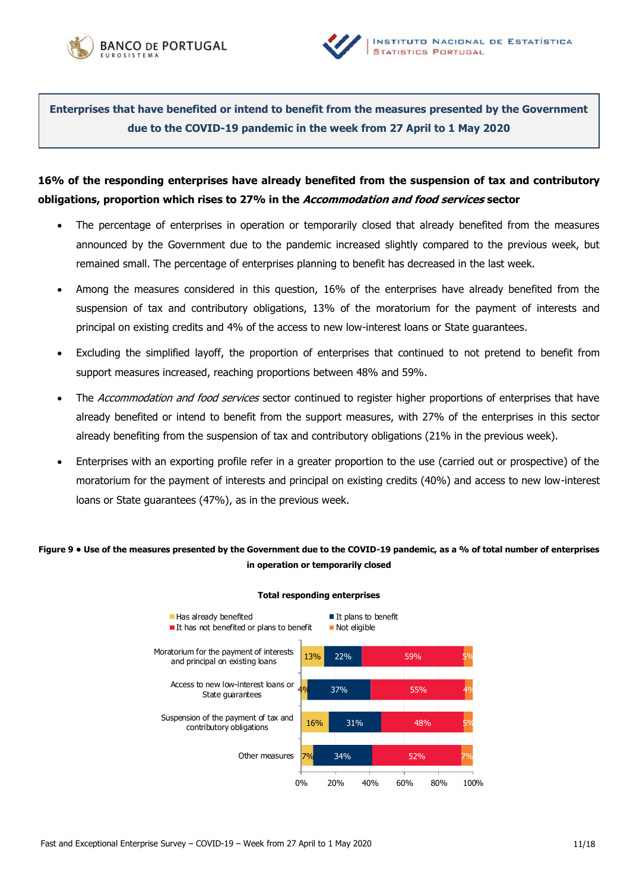**Enterprises that have benefited or intend to benefit from the measures presented by the Government due to the COVID-19 pandemic in the week from 27 April to 1 May 2020**

**16% of the responding enterprises have already benefited from the suspension of tax and contributory obligations, proportion which rises to 27% in the *Accommodation and food services* sector**

- The percentage of enterprises in operation or temporarily closed that already benefited from the measures announced by the Government due to the pandemic increased slightly compared to the previous week, but remained small. The percentage of enterprises planning to benefit has decreased in the last week.
- Among the measures considered in this question, 16% of the enterprises have already benefited from the suspension of tax and contributory obligations, 13% of the moratorium for the payment of interests and principal on existing credits and 4% of the access to new low-interest loans or State guarantees.
- Excluding the simplified layoff, the proportion of enterprises that continued to not pretend to benefit from support measures increased, reaching proportions between 48% and 59%.
- The *Accommodation and food services* sector continued to register higher proportions of enterprises that have already benefited or intend to benefit from the support measures, with 27% of the enterprises in this sector already benefiting from the suspension of tax and contributory obligations (21% in the previous week).
- Enterprises with an exporting profile refer in a greater proportion to the use (carried out or prospective) of the moratorium for the payment of interests and principal on existing credits (40%) and access to new low-interest loans or State guarantees (47%), as in the previous week.

**Figure 9 • Use of the measures presented by the Government due to the COVID-19 pandemic, as a % of total number of enterprises in operation or temporarily closed**

Total responding enterprises

| | Has already benefited | It plans to benefit | It has not benefited or plans to benefit | Not eligible |
|---|---|---|---|---|
| Moratorium for the payment of interests and principal on existing loans | 13% | 22% | 59% | 5% |
| Access to new low-interest loans or State guarantees | 4% | 37% | 55% | 4% |
| Suspension of the payment of tax and contributory obligations | 16% | 31% | 48% | 5% |
| Other measures | 7% | 34% | 52% | 7% |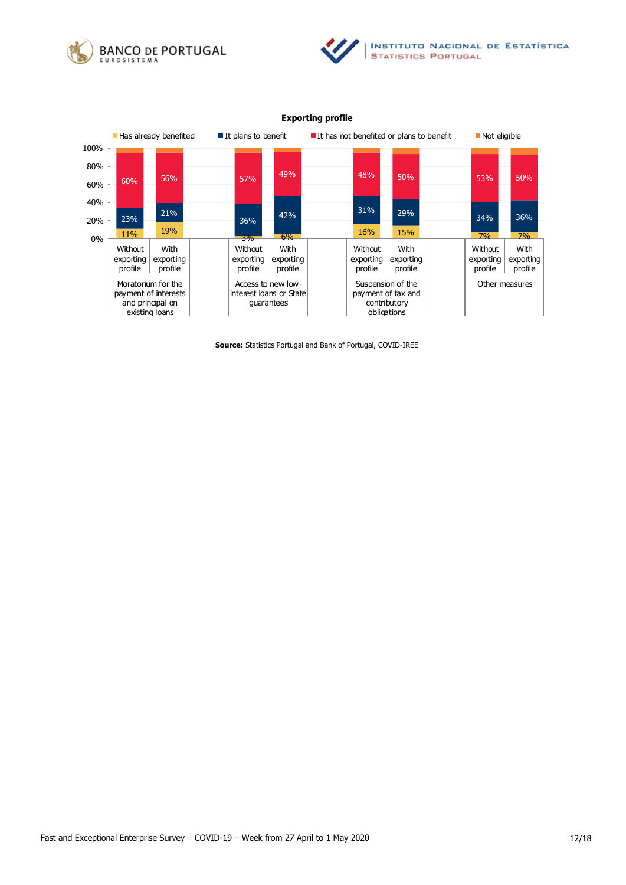**Exporting profile**

| Measure | Exporting profile | Has already benefited | It plans to benefit | It has not benefited or plans to benefit | Not eligible |
|---|---|---|---|---|---|
| Moratorium for the payment of interests and principal on existing loans | Without exporting profile | 11% | 23% | 60% | |
| | With exporting profile | 19% | 21% | 56% | |
| Access to new low-interest loans or State guarantees | Without exporting profile | 3% | 36% | 57% | |
| | With exporting profile | 6% | 42% | 49% | |
| Suspension of the payment of tax and contributory obligations | Without exporting profile | 16% | 31% | 48% | |
| | With exporting profile | 15% | 29% | 50% | |
| Other measures | Without exporting profile | 7% | 34% | 53% | |
| | With exporting profile | 7% | 36% | 50% | |

**Source:** Statistics Portugal and Bank of Portugal, COVID-IREE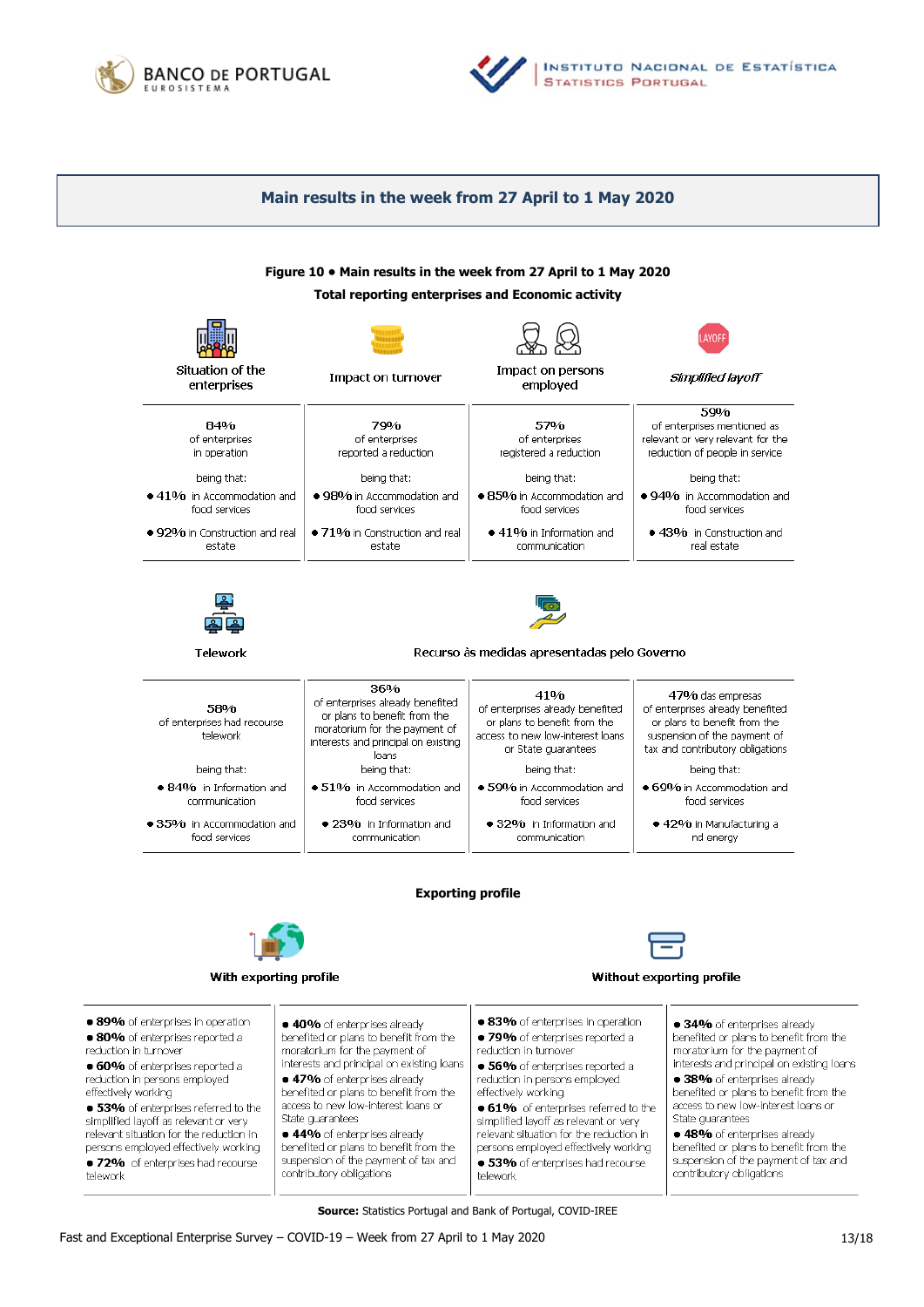## Main results in the week from 27 April to 1 May 2020

**Figure 10 • Main results in the week from 27 April to 1 May 2020**

**Total reporting enterprises and Economic activity**

| Situation of the enterprises | Impact on turnover | Impact on persons employed | *Simplified layoff* |
|---|---|---|---|
| 84% of enterprises in operation<br><br>being that:<br>• 41% in Accommodation and food services<br>• 92% in Construction and real estate | 79% of enterprises reported a reduction<br><br>being that:<br>• 98% in Accommodation and food services<br>• 71% in Construction and real estate | 57% of enterprises registered a reduction<br><br>being that:<br>• 85% in Accommodation and food services<br>• 41% in Information and communication | 59% of enterprises mentioned as relevant or very relevant for the reduction of people in service<br><br>being that:<br>• 94% in Accommodation and food services<br>• 43% in Construction and real estate |

| Telework | Recurso às medidas apresentadas pelo Governo | | |
|---|---|---|---|
| 58% of enterprises had recourse telework<br><br>being that:<br>• 84% in Information and communication<br>• 35% in Accommodation and food services | 36% of enterprises already benefited or plans to benefit from the moratorium for the payment of interests and principal on existing loans<br>being that:<br>• 51% in Accommodation and food services<br>• 23% in Information and communication | 41% of enterprises already benefited or plans to benefit from the access to new low-interest loans or State guarantees<br><br>being that:<br>• 59% in Accommodation and food services<br>• 32% in Information and communication | 47% das empresas of enterprises already benefited or plans to benefit from the suspension of the payment of tax and contributory obligations<br>being that:<br>• 69% in Accommodation and food services<br>• 42% in Manufacturing a nd energy |

**Exporting profile**

| **With exporting profile** | | **Without exporting profile** | |
|---|---|---|---|
| • **89%** of enterprises in operation<br>• **80%** of enterprises reported a reduction in turnover<br>• **60%** of enterprises reported a reduction in persons employed effectively working<br>• **53%** of enterprises referred to the simplified layoff as relevant or very relevant situation for the reduction in persons employed effectively working<br>• **72%** of enterprises had recourse telework | • **40%** of enterprises already benefited or plans to benefit from the moratorium for the payment of interests and principal on existing loans<br>• **47%** of enterprises already benefited or plans to benefit from the access to new low-interest loans or State guarantees<br>• **44%** of enterprises already benefited or plans to benefit from the suspension of the payment of tax and contributory obligations | • **83%** of enterprises in operation<br>• **79%** of enterprises reported a reduction in turnover<br>• **56%** of enterprises reported a reduction in persons employed effectively working<br>• **61%** of enterprises referred to the simplified layoff as relevant or very relevant situation for the reduction in persons employed effectively working<br>• **53%** of enterprises had recourse telework | • **34%** of enterprises already benefited or plans to benefit from the moratorium for the payment of interests and principal on existing loans<br>• **38%** of enterprises already benefited or plans to benefit from the access to new low-interest loans or State guarantees<br>• **48%** of enterprises already benefited or plans to benefit from the suspension of the payment of tax and contributory obligations |

**Source:** Statistics Portugal and Bank of Portugal, COVID-IREE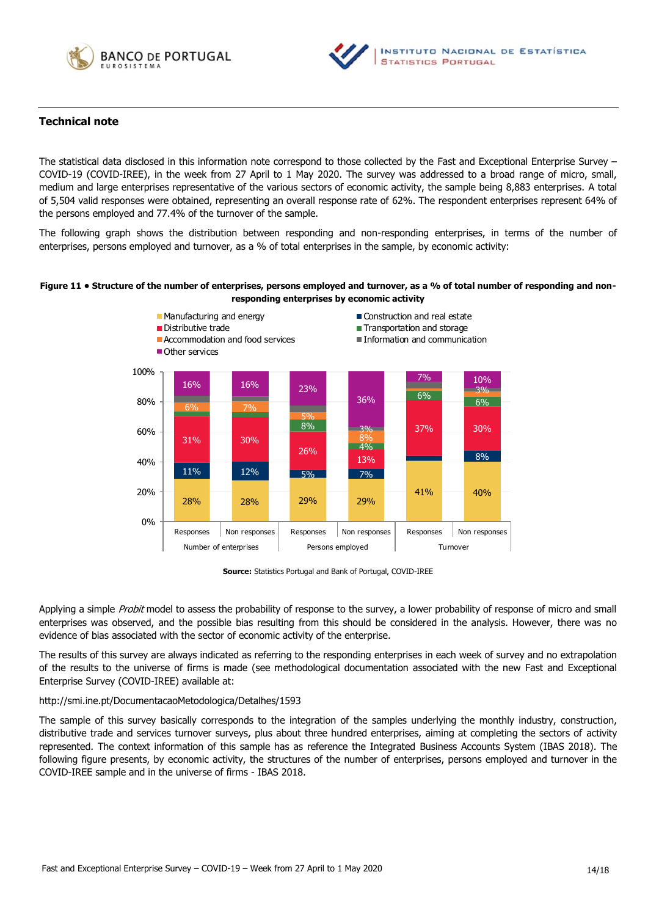## Technical note

The statistical data disclosed in this information note correspond to those collected by the Fast and Exceptional Enterprise Survey – COVID-19 (COVID-IREE), in the week from 27 April to 1 May 2020. The survey was addressed to a broad range of micro, small, medium and large enterprises representative of the various sectors of economic activity, the sample being 8,883 enterprises. A total of 5,504 valid responses were obtained, representing an overall response rate of 62%. The respondent enterprises represent 64% of the persons employed and 77.4% of the turnover of the sample.

The following graph shows the distribution between responding and non-responding enterprises, in terms of the number of enterprises, persons employed and turnover, as a % of total enterprises in the sample, by economic activity:

**Figure 11 • Structure of the number of enterprises, persons employed and turnover, as a % of total number of responding and non-responding enterprises by economic activity**

| | Number of enterprises – Responses | Number of enterprises – Non responses | Persons employed – Responses | Persons employed – Non responses | Turnover – Responses | Turnover – Non responses |
|---|---|---|---|---|---|---|
| Manufacturing and energy | 28% | 28% | 29% | 29% | 41% | 40% |
| Construction and real estate | 11% | 12% | 5% | 7% | | 8% |
| Distributive trade | 31% | 30% | 26% | 13% | 37% | 30% |
| Transportation and storage | | | 8% | 4% | 6% | 6% |
| Accommodation and food services | 6% | 7% | 5% | 8% | | |
| Information and communication | | | | 3% | | 3% |
| Other services | 16% | 16% | 23% | 36% | 7% | 10% |

**Source:** Statistics Portugal and Bank of Portugal, COVID-IREE

Applying a simple *Probit* model to assess the probability of response to the survey, a lower probability of response of micro and small enterprises was observed, and the possible bias resulting from this should be considered in the analysis. However, there was no evidence of bias associated with the sector of economic activity of the enterprise.

The results of this survey are always indicated as referring to the responding enterprises in each week of survey and no extrapolation of the results to the universe of firms is made (see methodological documentation associated with the new Fast and Exceptional Enterprise Survey (COVID-IREE) available at:

http://smi.ine.pt/DocumentacaoMetodologica/Detalhes/1593

The sample of this survey basically corresponds to the integration of the samples underlying the monthly industry, construction, distributive trade and services turnover surveys, plus about three hundred enterprises, aiming at completing the sectors of activity represented. The context information of this sample has as reference the Integrated Business Accounts System (IBAS 2018). The following figure presents, by economic activity, the structures of the number of enterprises, persons employed and turnover in the COVID-IREE sample and in the universe of firms - IBAS 2018.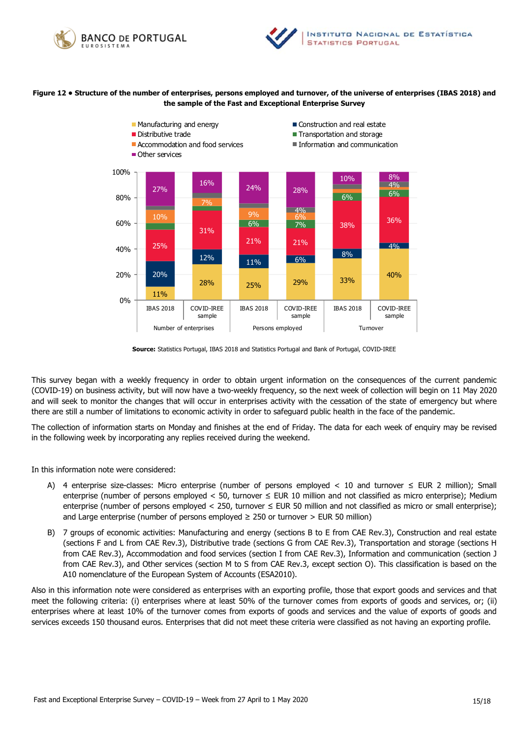**Figure 12 • Structure of the number of enterprises, persons employed and turnover, of the universe of enterprises (IBAS 2018) and the sample of the Fast and Exceptional Enterprise Survey**

| | Number of enterprises – IBAS 2018 | Number of enterprises – COVID-IREE sample | Persons employed – IBAS 2018 | Persons employed – COVID-IREE sample | Turnover – IBAS 2018 | Turnover – COVID-IREE sample |
|---|---|---|---|---|---|---|
| Manufacturing and energy | 11% | 28% | 25% | 29% | 33% | 40% |
| Construction and real estate | 20% | 12% | 11% | 6% | 8% | 4% |
| Distributive trade | 25% | 31% | 21% | 21% | 38% | 36% |
| Transportation and storage | | | 6% | 7% | 6% | 6% |
| Accommodation and food services | 10% | 7% | 9% | 6% | | |
| Information and communication | | | | 4% | | 4% |
| Other services | 27% | 16% | 24% | 28% | 10% | 8% |

**Source:** Statistics Portugal, IBAS 2018 and Statistics Portugal and Bank of Portugal, COVID-IREE

This survey began with a weekly frequency in order to obtain urgent information on the consequences of the current pandemic (COVID-19) on business activity, but will now have a two-weekly frequency, so the next week of collection will begin on 11 May 2020 and will seek to monitor the changes that will occur in enterprises activity with the cessation of the state of emergency but where there are still a number of limitations to economic activity in order to safeguard public health in the face of the pandemic.

The collection of information starts on Monday and finishes at the end of Friday. The data for each week of enquiry may be revised in the following week by incorporating any replies received during the weekend.

In this information note were considered:

A) 4 enterprise size-classes: Micro enterprise (number of persons employed < 10 and turnover ≤ EUR 2 million); Small enterprise (number of persons employed < 50, turnover ≤ EUR 10 million and not classified as micro enterprise); Medium enterprise (number of persons employed < 250, turnover ≤ EUR 50 million and not classified as micro or small enterprise); and Large enterprise (number of persons employed ≥ 250 or turnover > EUR 50 million)

B) 7 groups of economic activities: Manufacturing and energy (sections B to E from CAE Rev.3), Construction and real estate (sections F and L from CAE Rev.3), Distributive trade (sections G from CAE Rev.3), Transportation and storage (sections H from CAE Rev.3), Accommodation and food services (section I from CAE Rev.3), Information and communication (section J from CAE Rev.3), and Other services (section M to S from CAE Rev.3, except section O). This classification is based on the A10 nomenclature of the European System of Accounts (ESA2010).

Also in this information note were considered as enterprises with an exporting profile, those that export goods and services and that meet the following criteria: (i) enterprises where at least 50% of the turnover comes from exports of goods and services, or; (ii) enterprises where at least 10% of the turnover comes from exports of goods and services and the value of exports of goods and services exceeds 150 thousand euros. Enterprises that did not meet these criteria were classified as not having an exporting profile.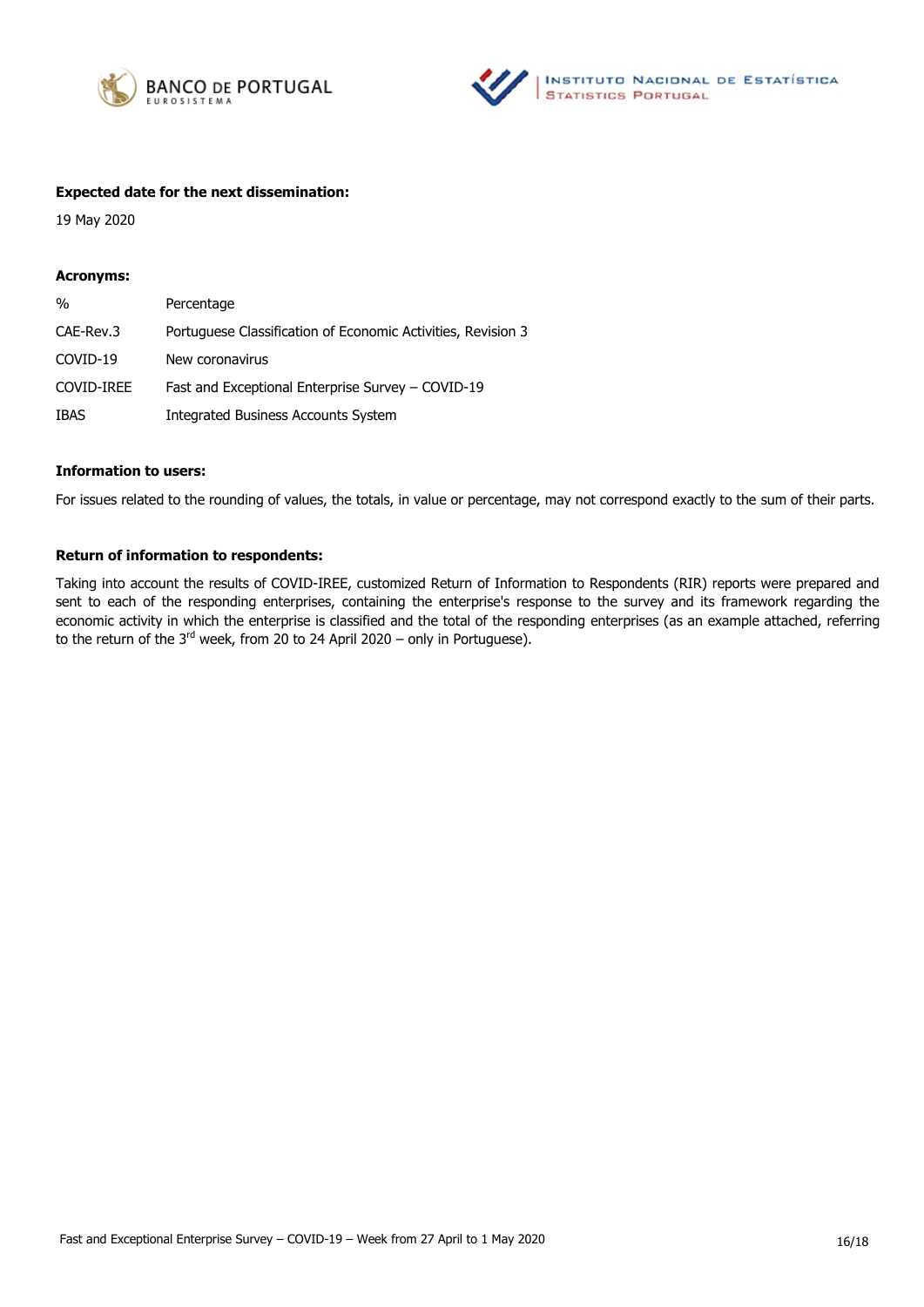**Expected date for the next dissemination:**

19 May 2020

**Acronyms:**

| | |
|---|---|
| % | Percentage |
| CAE-Rev.3 | Portuguese Classification of Economic Activities, Revision 3 |
| COVID-19 | New coronavirus |
| COVID-IREE | Fast and Exceptional Enterprise Survey – COVID-19 |
| IBAS | Integrated Business Accounts System |

**Information to users:**

For issues related to the rounding of values, the totals, in value or percentage, may not correspond exactly to the sum of their parts.

**Return of information to respondents:**

Taking into account the results of COVID-IREE, customized Return of Information to Respondents (RIR) reports were prepared and sent to each of the responding enterprises, containing the enterprise's response to the survey and its framework regarding the economic activity in which the enterprise is classified and the total of the responding enterprises (as an example attached, referring to the return of the 3rd week, from 20 to 24 April 2020 – only in Portuguese).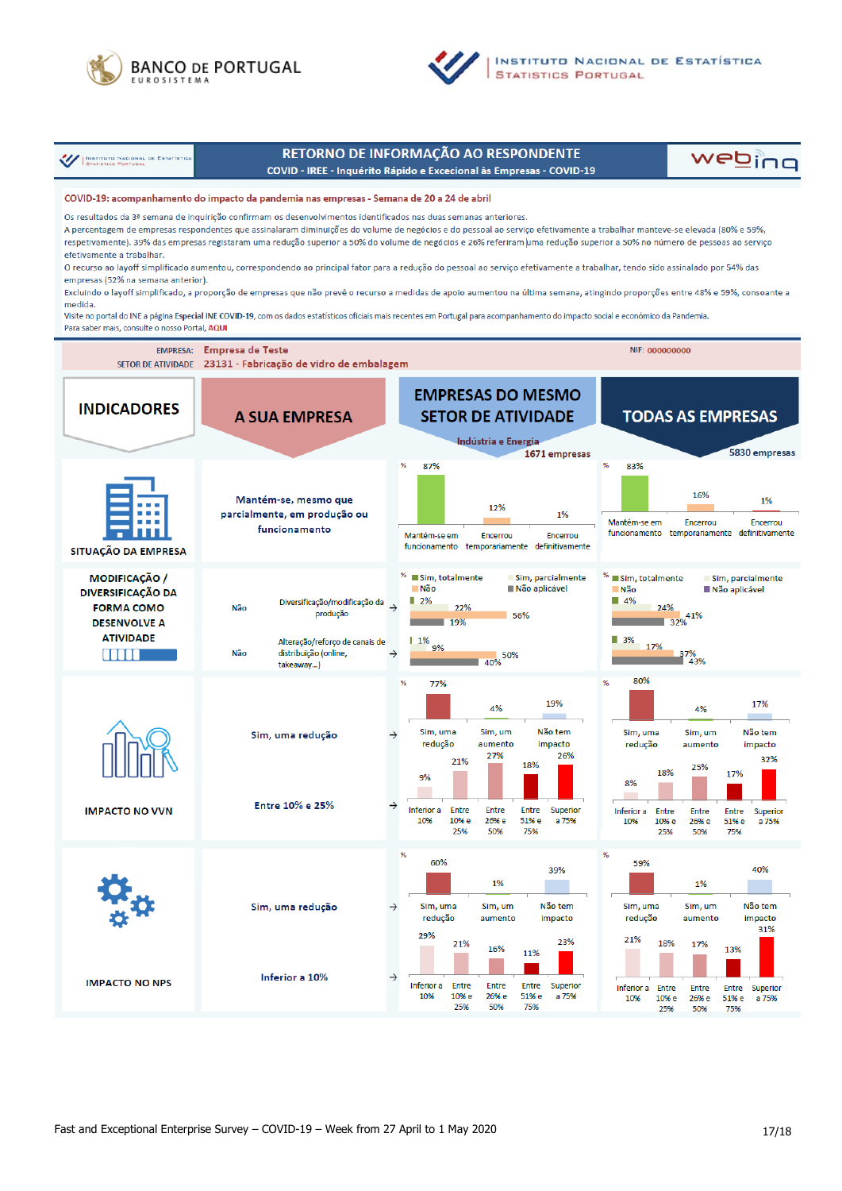**RETORNO DE INFORMAÇÃO AO RESPONDENTE**

**COVID - IREE - Inquérito Rápido e Excecional às Empresas - COVID-19**

### COVID-19: acompanhamento do impacto da pandemia nas empresas - Semana de 20 a 24 de abril

Os resultados da 3ª semana de inquirição confirmam os desenvolvimentos identificados nas duas semanas anteriores.

A percentagem de empresas respondentes que assinalaram diminuições do volume de negócios e do pessoal ao serviço efetivamente a trabalhar manteve-se elevada (80% e 59%, respetivamente). 39% das empresas registaram uma redução superior a 50% do volume de negócios e 26% referiram uma redução superior a 50% no número de pessoas ao serviço efetivamente a trabalhar.

O recurso ao layoff simplificado aumentou, correspondendo ao principal fator para a redução do pessoal ao serviço efetivamente a trabalhar, tendo sido assinalado por 54% das empresas (52% na semana anterior).

Excluindo o layoff simplificado, a proporção de empresas que não prevê o recurso a medidas de apoio aumentou na última semana, atingindo proporções entre 48% e 59%, consoante a medida.

Visite no portal do INE a página **Especial INE COVID-19**, com os dados estatísticos oficiais mais recentes em Portugal para acompanhamento do impacto social e económico da Pandemia.

Para saber mais, consulte o nosso Portal, AQUI

EMPRESA: **Empresa de Teste** NIF: 000000000

SETOR DE ATIVIDADE **23131 - Fabricação de vidro de embalagem**

| INDICADORES | A SUA EMPRESA | EMPRESAS DO MESMO SETOR DE ATIVIDADE (Indústria e Energia, 1671 empresas) | TODAS AS EMPRESAS (5830 empresas) |
|---|---|---|---|
| SITUAÇÃO DA EMPRESA | Mantém-se, mesmo que parcialmente, em produção ou funcionamento | Mantém-se em funcionamento 87%; Encerrou temporariamente 12%; Encerrou definitivamente 1% | Mantém-se em funcionamento 83%; Encerrou temporariamente 16%; Encerrou definitivamente 1% |
| MODIFICAÇÃO / DIVERSIFICAÇÃO DA FORMA COMO DESENVOLVE A ATIVIDADE – Diversificação/modificação da produção | Não | Sim, totalmente 2%; Sim, parcialmente 22%; Não 56%; Não aplicável 19% | Sim, totalmente 4%; Sim, parcialmente 24%; Não 41%; Não aplicável 32% |
| MODIFICAÇÃO / DIVERSIFICAÇÃO DA FORMA COMO DESENVOLVE A ATIVIDADE – Alteração/reforço de canais de distribuição (online, takeaway…) | Não | Sim, totalmente 1%; Sim, parcialmente 9%; Não 50%; Não aplicável 40% | Sim, totalmente 3%; Sim, parcialmente 17%; Não 37%; Não aplicável 43% |
| IMPACTO NO VVN | Sim, uma redução | Sim, uma redução 77%; Sim, um aumento 4%; Não tem impacto 19% | Sim, uma redução 80%; Sim, um aumento 4%; Não tem impacto 17% |
| IMPACTO NO VVN – intensidade | Entre 10% e 25% | Inferior a 10% 9%; Entre 10% e 25% 21%; Entre 26% e 50% 27%; Entre 51% e 75% 18%; Superior a 75% 26% | Inferior a 10% 8%; Entre 10% e 25% 18%; Entre 26% e 50% 25%; Entre 51% e 75% 17%; Superior a 75% 32% |
| IMPACTO NO NPS | Sim, uma redução | Sim, uma redução 60%; Sim, um aumento 1%; Não tem impacto 39% | Sim, uma redução 59%; Sim, um aumento 1%; Não tem impacto 40% |
| IMPACTO NO NPS – intensidade | Inferior a 10% | Inferior a 10% 29%; Entre 10% e 25% 21%; Entre 26% e 50% 16%; Entre 51% e 75% 11%; Superior a 75% 23% | Inferior a 10% 21%; Entre 10% e 25% 18%; Entre 26% e 50% 17%; Entre 51% e 75% 13%; Superior a 75% 31% |

Fast and Exceptional Enterprise Survey – COVID-19 – Week from 27 April to 1 May 2020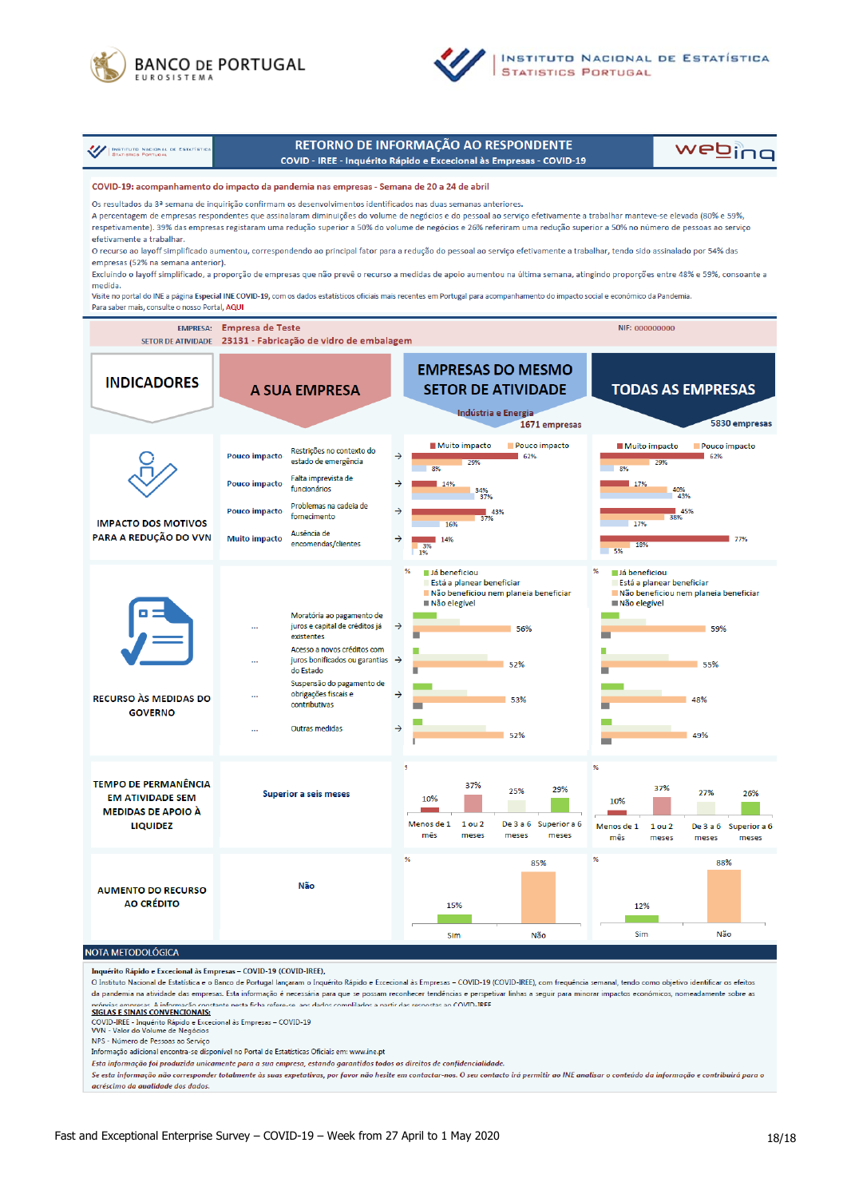BANCO DE PORTUGAL
EUROSISTEMA

INSTITUTO NACIONAL DE ESTATÍSTICA
STATISTICS PORTUGAL

## RETORNO DE INFORMAÇÃO AO RESPONDENTE

**COVID - IREE - Inquérito Rápido e Excecional às Empresas - COVID-19**

webinq

**COVID-19: acompanhamento do impacto da pandemia nas empresas - Semana de 20 a 24 de abril**

Os resultados da 3ª semana de inquirição confirmam os desenvolvimentos identificados nas duas semanas anteriores.

A percentagem de empresas respondentes que assinalaram diminuições do volume de negócios e do pessoal ao serviço efetivamente a trabalhar manteve-se elevada (80% e 59%, respetivamente). 39% das empresas registaram uma redução superior a 50% do volume de negócios e 26% referiram uma redução superior a 50% no número de pessoas ao serviço efetivamente a trabalhar.

O recurso ao layoff simplificado aumentou, correspondendo ao principal fator para a redução do pessoal ao serviço efetivamente a trabalhar, tendo sido assinalado por 54% das empresas (52% na semana anterior).

Excluindo o layoff simplificado, a proporção de empresas que não prevê o recurso a medidas de apoio aumentou na última semana, atingindo proporções entre 48% e 59%, consoante a medida.

Visite no portal do INE a página **Especial INE COVID-19**, com os dados estatísticos oficiais mais recentes em Portugal para acompanhamento do impacto social e económico da Pandemia.

Para saber mais, consulte o nosso Portal, **AQUI**

EMPRESA: Empresa de Teste — NIF: 000000000
SETOR DE ATIVIDADE: 23131 - Fabricação de vidro de embalagem

| INDICADORES | A SUA EMPRESA | EMPRESAS DO MESMO SETOR DE ATIVIDADE (Indústria e Energia, 1671 empresas) | TODAS AS EMPRESAS (5830 empresas) |
|---|---|---|---|

**IMPACTO DOS MOTIVOS PARA A REDUÇÃO DO VVN**

| A sua empresa | Motivo |
|---|---|
| Pouco impacto | Restrições no contexto do estado de emergência |
| Pouco impacto | Falta imprevista de funcionários |
| Pouco impacto | Problemas na cadeia de fornecimento |
| Muito impacto | Ausência de encomendas/clientes |

Empresas do mesmo setor de atividade: Muito impacto / Pouco impacto
62% 29% 8%
14% 34% 37%
43% 37% 16%
14% 3% 1%

Todas as empresas: Muito impacto / Pouco impacto
62% 29% 8%
17% 40% 43%
45% 38% 17%
77% 18% 5%

**RECURSO ÀS MEDIDAS DO GOVERNO**

| A sua empresa | Medida |
|---|---|
| ... | Moratória no pagamento de juros e capital de créditos já existentes |
| ... | Acesso a novos créditos com juros bonificados ou garantias do Estado |
| ... | Suspensão do pagamento de obrigações fiscais e contributivas |
| ... | Outras medidas |

Legenda: Já beneficiou; Está a planear beneficiar; Não beneficiou nem planeia beneficiar; Não elegível

Empresas do mesmo setor de atividade: 56% 52% 53% 52%

Todas as empresas: 59% 55% 48% 49%

**TEMPO DE PERMANÊNCIA EM ATIVIDADE SEM MEDIDAS DE APOIO À LIQUIDEZ**

A sua empresa: Superior a seis meses

Empresas do mesmo setor de atividade: Menos de 1 mês 10%; 1 ou 2 meses 37%; De 3 a 6 meses 25%; Superior a 6 meses 29%

Todas as empresas: Menos de 1 mês 10%; 1 ou 2 meses 37%; De 3 a 6 meses 27%; Superior a 6 meses 26%

**AUMENTO DO RECURSO AO CRÉDITO**

A sua empresa: Não

Empresas do mesmo setor de atividade: Sim 15%; Não 85%

Todas as empresas: Sim 12%; Não 88%

### NOTA METODOLÓGICA

**Inquérito Rápido e Excecional às Empresas – COVID-19 (COVID-IREE).**

O Instituto Nacional de Estatística e o Banco de Portugal lançaram o Inquérito Rápido e Excecional às Empresas – COVID-19 (COVID-IREE), com frequência semanal, tendo como objetivo identificar os efeitos da pandemia na atividade das empresas. Esta informação é necessária para que se possam reconhecer tendências e perspetivar linhas a seguir para minorar impactos económicos, nomeadamente sobre as próprias empresas. A informação constante nesta ficha refere-se aos dados compilados a partir das respostas ao COVID-IREE.

**SIGLAS E SINAIS CONVENCIONAIS:**

COVID-IREE - Inquérito Rápido e Excecional às Empresas – COVID-19
VVN - Valor do Volume de Negócios
NPS - Número de Pessoas ao Serviço

Informação adicional encontra-se disponível no Portal de Estatísticas Oficiais em: www.ine.pt

*Esta informação foi produzida unicamente para a sua empresa, estando garantidos todos os direitos de confidencialidade.*

*Se esta informação não corresponder totalmente às suas expetativas, por favor não hesite em contactar-nos. O seu contacto irá permitir ao INE analisar o conteúdo da informação e contribuirá para o acréscimo da qualidade dos dados.*